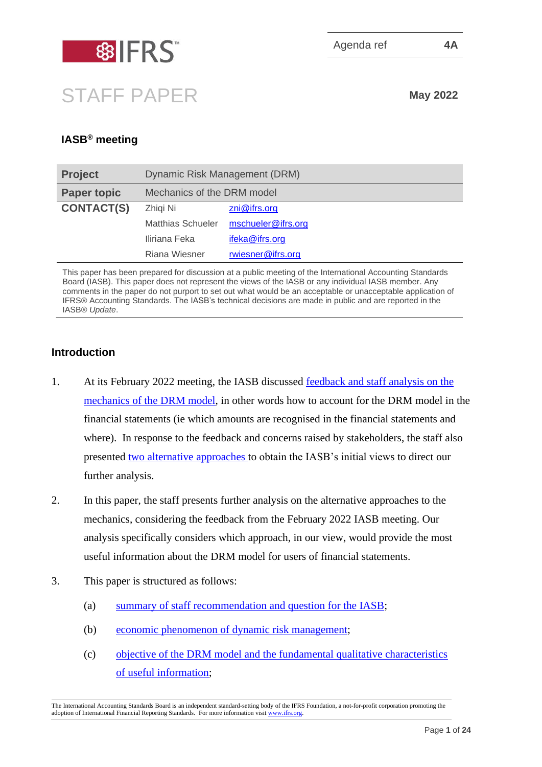Agenda ref 4A

# STAFF PAPER

May 2022

## IASB® meeting

| Project | Dynamic Risk Management (DRM) | |
|---|---|---|
| Paper topic | Mechanics of the DRM model | |
| CONTACT(S) | Zhiqi Ni | zni@ifrs.org |
| | Matthias Schueler | mschueler@ifrs.org |
| | Iliriana Feka | ifeka@ifrs.org |
| | Riana Wiesner | rwiesner@ifrs.org |

This paper has been prepared for discussion at a public meeting of the International Accounting Standards Board (IASB). This paper does not represent the views of the IASB or any individual IASB member. Any comments in the paper do not purport to set out what would be an acceptable or unacceptable application of IFRS® Accounting Standards. The IASB's technical decisions are made in public and are reported in the IASB® *Update*.

## Introduction

1. At its February 2022 meeting, the IASB discussed feedback and staff analysis on the mechanics of the DRM model, in other words how to account for the DRM model in the financial statements (ie which amounts are recognised in the financial statements and where). In response to the feedback and concerns raised by stakeholders, the staff also presented two alternative approaches to obtain the IASB's initial views to direct our further analysis.

2. In this paper, the staff presents further analysis on the alternative approaches to the mechanics, considering the feedback from the February 2022 IASB meeting. Our analysis specifically considers which approach, in our view, would provide the most useful information about the DRM model for users of financial statements.

3. This paper is structured as follows:

   (a) summary of staff recommendation and question for the IASB;

   (b) economic phenomenon of dynamic risk management;

   (c) objective of the DRM model and the fundamental qualitative characteristics of useful information;

The International Accounting Standards Board is an independent standard-setting body of the IFRS Foundation, a not-for-profit corporation promoting the adoption of International Financial Reporting Standards. For more information visit www.ifrs.org.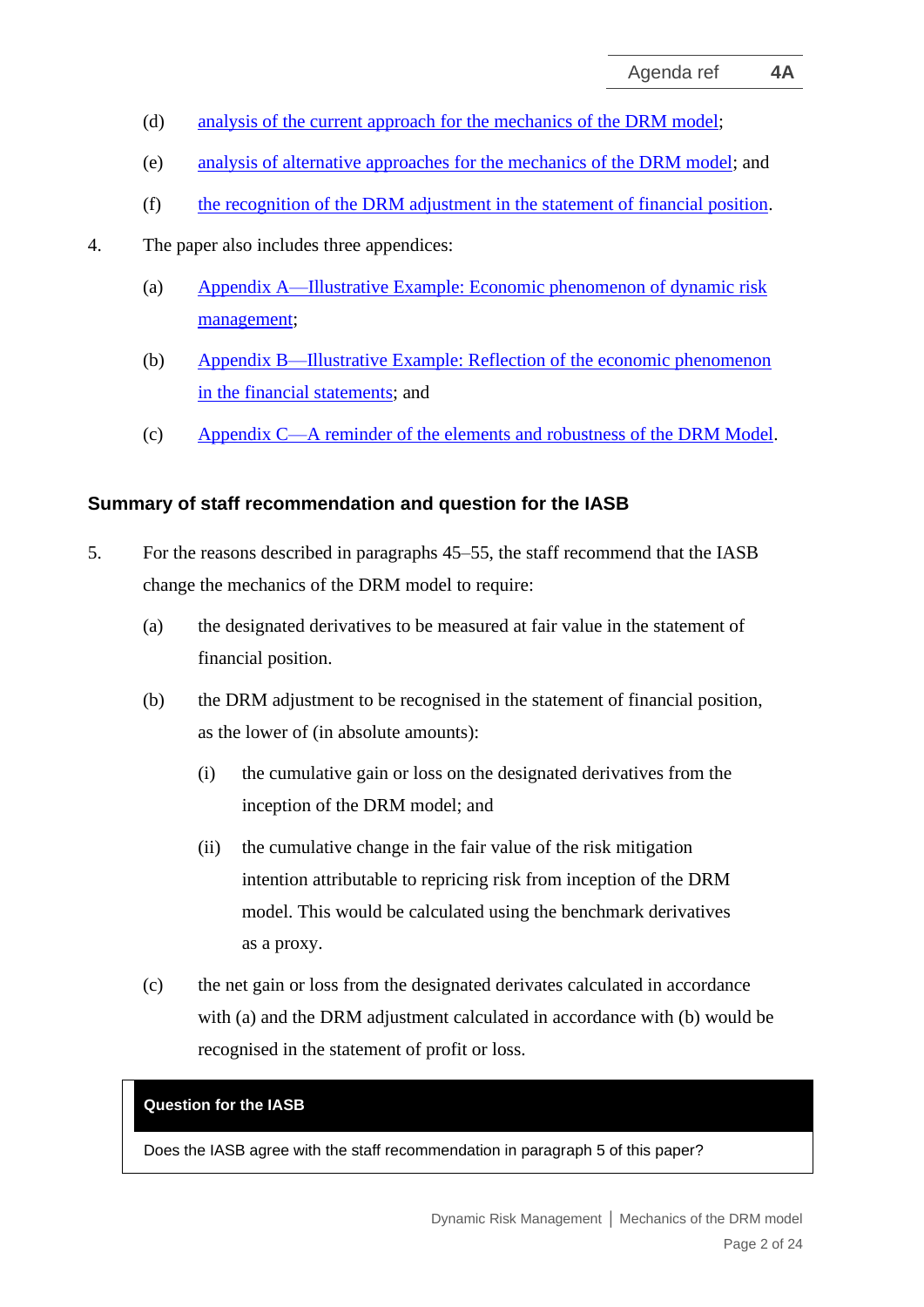(d) analysis of the current approach for the mechanics of the DRM model;

(e) analysis of alternative approaches for the mechanics of the DRM model; and

(f) the recognition of the DRM adjustment in the statement of financial position.

4. The paper also includes three appendices:

(a) Appendix A—Illustrative Example: Economic phenomenon of dynamic risk management;

(b) Appendix B—Illustrative Example: Reflection of the economic phenomenon in the financial statements; and

(c) Appendix C—A reminder of the elements and robustness of the DRM Model.

## Summary of staff recommendation and question for the IASB

5. For the reasons described in paragraphs 45–55, the staff recommend that the IASB change the mechanics of the DRM model to require:

(a) the designated derivatives to be measured at fair value in the statement of financial position.

(b) the DRM adjustment to be recognised in the statement of financial position, as the lower of (in absolute amounts):

(i) the cumulative gain or loss on the designated derivatives from the inception of the DRM model; and

(ii) the cumulative change in the fair value of the risk mitigation intention attributable to repricing risk from inception of the DRM model. This would be calculated using the benchmark derivatives as a proxy.

(c) the net gain or loss from the designated derivates calculated in accordance with (a) and the DRM adjustment calculated in accordance with (b) would be recognised in the statement of profit or loss.

**Question for the IASB**

Does the IASB agree with the staff recommendation in paragraph 5 of this paper?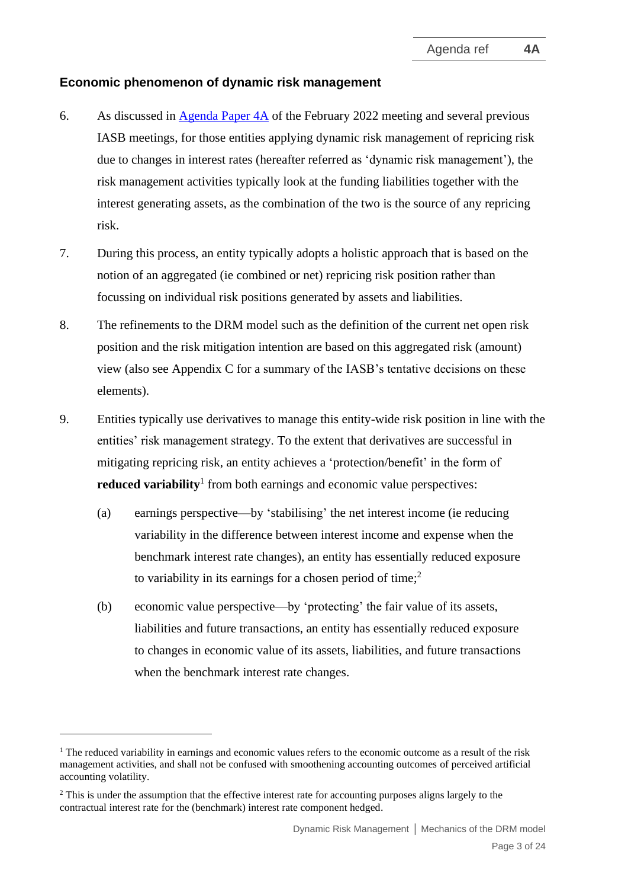### Economic phenomenon of dynamic risk management

6. As discussed in [Agenda Paper 4A](#) of the February 2022 meeting and several previous IASB meetings, for those entities applying dynamic risk management of repricing risk due to changes in interest rates (hereafter referred as 'dynamic risk management'), the risk management activities typically look at the funding liabilities together with the interest generating assets, as the combination of the two is the source of any repricing risk.

7. During this process, an entity typically adopts a holistic approach that is based on the notion of an aggregated (ie combined or net) repricing risk position rather than focussing on individual risk positions generated by assets and liabilities.

8. The refinements to the DRM model such as the definition of the current net open risk position and the risk mitigation intention are based on this aggregated risk (amount) view (also see Appendix C for a summary of the IASB's tentative decisions on these elements).

9. Entities typically use derivatives to manage this entity-wide risk position in line with the entities' risk management strategy. To the extent that derivatives are successful in mitigating repricing risk, an entity achieves a 'protection/benefit' in the form of **reduced variability**[1] from both earnings and economic value perspectives:

   (a) earnings perspective—by 'stabilising' the net interest income (ie reducing variability in the difference between interest income and expense when the benchmark interest rate changes), an entity has essentially reduced exposure to variability in its earnings for a chosen period of time;[2]

   (b) economic value perspective—by 'protecting' the fair value of its assets, liabilities and future transactions, an entity has essentially reduced exposure to changes in economic value of its assets, liabilities, and future transactions when the benchmark interest rate changes.

---

[1] The reduced variability in earnings and economic values refers to the economic outcome as a result of the risk management activities, and shall not be confused with smoothening accounting outcomes of perceived artificial accounting volatility.

[2] This is under the assumption that the effective interest rate for accounting purposes aligns largely to the contractual interest rate for the (benchmark) interest rate component hedged.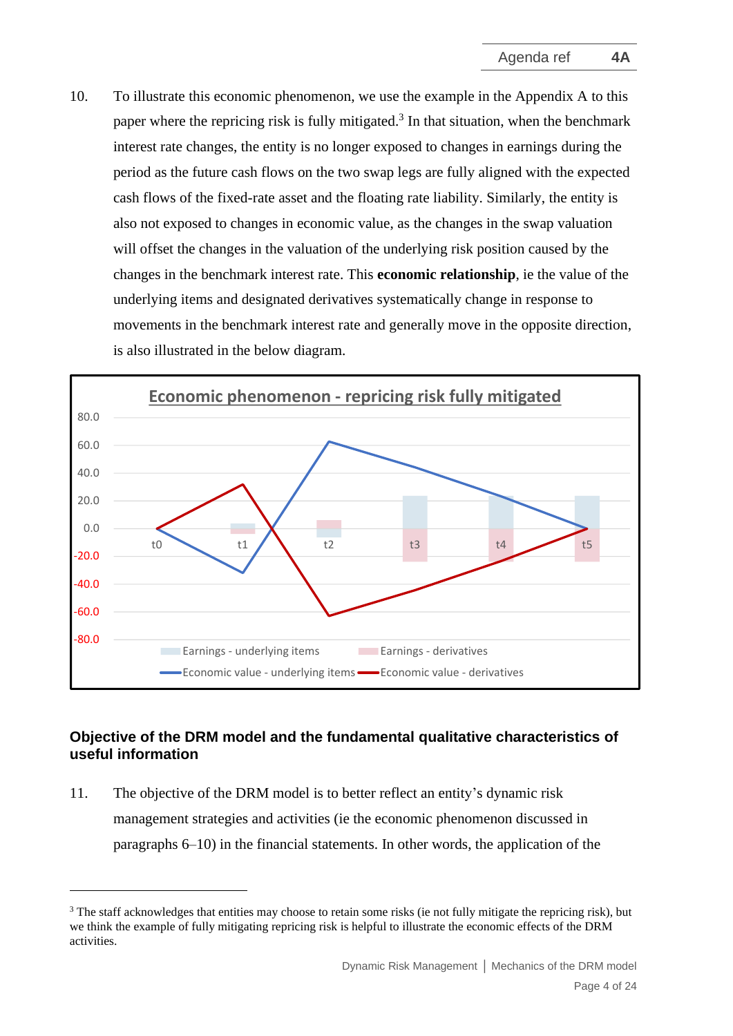10. To illustrate this economic phenomenon, we use the example in the Appendix A to this paper where the repricing risk is fully mitigated.[3] In that situation, when the benchmark interest rate changes, the entity is no longer exposed to changes in earnings during the period as the future cash flows on the two swap legs are fully aligned with the expected cash flows of the fixed-rate asset and the floating rate liability. Similarly, the entity is also not exposed to changes in economic value, as the changes in the swap valuation will offset the changes in the valuation of the underlying risk position caused by the changes in the benchmark interest rate. This **economic relationship**, ie the value of the underlying items and designated derivatives systematically change in response to movements in the benchmark interest rate and generally move in the opposite direction, is also illustrated in the below diagram.

**Economic phenomenon - repricing risk fully mitigated**

(Chart: y-axis from -80.0 to 80.0; x-axis t0, t1, t2, t3, t4, t5. Legend: Earnings - underlying items; Earnings - derivatives; Economic value - underlying items; Economic value - derivatives)

## Objective of the DRM model and the fundamental qualitative characteristics of useful information

11. The objective of the DRM model is to better reflect an entity's dynamic risk management strategies and activities (ie the economic phenomenon discussed in paragraphs 6–10) in the financial statements. In other words, the application of the

[3] The staff acknowledges that entities may choose to retain some risks (ie not fully mitigate the repricing risk), but we think the example of fully mitigating repricing risk is helpful to illustrate the economic effects of the DRM activities.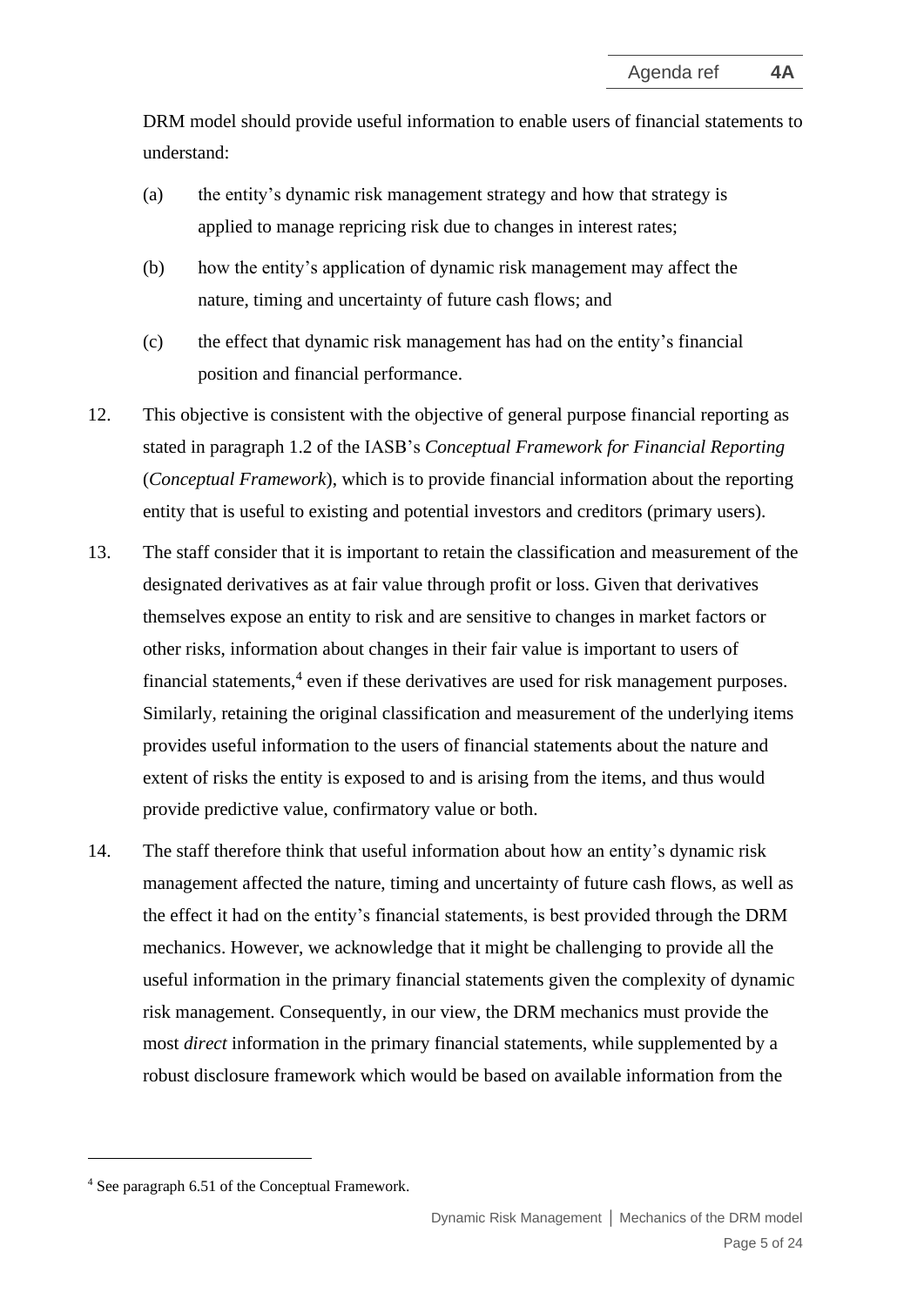DRM model should provide useful information to enable users of financial statements to understand:

(a) the entity's dynamic risk management strategy and how that strategy is applied to manage repricing risk due to changes in interest rates;

(b) how the entity's application of dynamic risk management may affect the nature, timing and uncertainty of future cash flows; and

(c) the effect that dynamic risk management has had on the entity's financial position and financial performance.

12. This objective is consistent with the objective of general purpose financial reporting as stated in paragraph 1.2 of the IASB's *Conceptual Framework for Financial Reporting* (*Conceptual Framework*), which is to provide financial information about the reporting entity that is useful to existing and potential investors and creditors (primary users).

13. The staff consider that it is important to retain the classification and measurement of the designated derivatives as at fair value through profit or loss. Given that derivatives themselves expose an entity to risk and are sensitive to changes in market factors or other risks, information about changes in their fair value is important to users of financial statements,[4] even if these derivatives are used for risk management purposes. Similarly, retaining the original classification and measurement of the underlying items provides useful information to the users of financial statements about the nature and extent of risks the entity is exposed to and is arising from the items, and thus would provide predictive value, confirmatory value or both.

14. The staff therefore think that useful information about how an entity's dynamic risk management affected the nature, timing and uncertainty of future cash flows, as well as the effect it had on the entity's financial statements, is best provided through the DRM mechanics. However, we acknowledge that it might be challenging to provide all the useful information in the primary financial statements given the complexity of dynamic risk management. Consequently, in our view, the DRM mechanics must provide the most *direct* information in the primary financial statements, while supplemented by a robust disclosure framework which would be based on available information from the

[4] See paragraph 6.51 of the Conceptual Framework.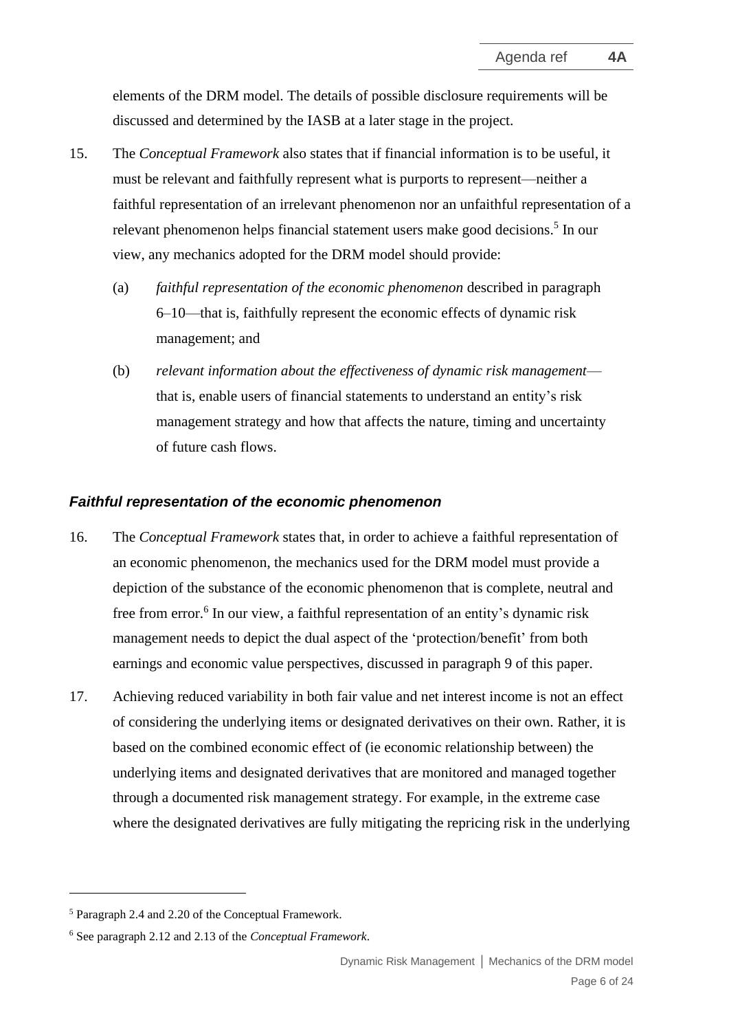elements of the DRM model. The details of possible disclosure requirements will be discussed and determined by the IASB at a later stage in the project.

15. The *Conceptual Framework* also states that if financial information is to be useful, it must be relevant and faithfully represent what is purports to represent—neither a faithful representation of an irrelevant phenomenon nor an unfaithful representation of a relevant phenomenon helps financial statement users make good decisions.[5] In our view, any mechanics adopted for the DRM model should provide:

    (a) *faithful representation of the economic phenomenon* described in paragraph 6–10—that is, faithfully represent the economic effects of dynamic risk management; and

    (b) *relevant information about the effectiveness of dynamic risk management*—that is, enable users of financial statements to understand an entity's risk management strategy and how that affects the nature, timing and uncertainty of future cash flows.

### *Faithful representation of the economic phenomenon*

16. The *Conceptual Framework* states that, in order to achieve a faithful representation of an economic phenomenon, the mechanics used for the DRM model must provide a depiction of the substance of the economic phenomenon that is complete, neutral and free from error.[6] In our view, a faithful representation of an entity's dynamic risk management needs to depict the dual aspect of the 'protection/benefit' from both earnings and economic value perspectives, discussed in paragraph 9 of this paper.

17. Achieving reduced variability in both fair value and net interest income is not an effect of considering the underlying items or designated derivatives on their own. Rather, it is based on the combined economic effect of (ie economic relationship between) the underlying items and designated derivatives that are monitored and managed together through a documented risk management strategy. For example, in the extreme case where the designated derivatives are fully mitigating the repricing risk in the underlying

---

[5] Paragraph 2.4 and 2.20 of the Conceptual Framework.

[6] See paragraph 2.12 and 2.13 of the *Conceptual Framework*.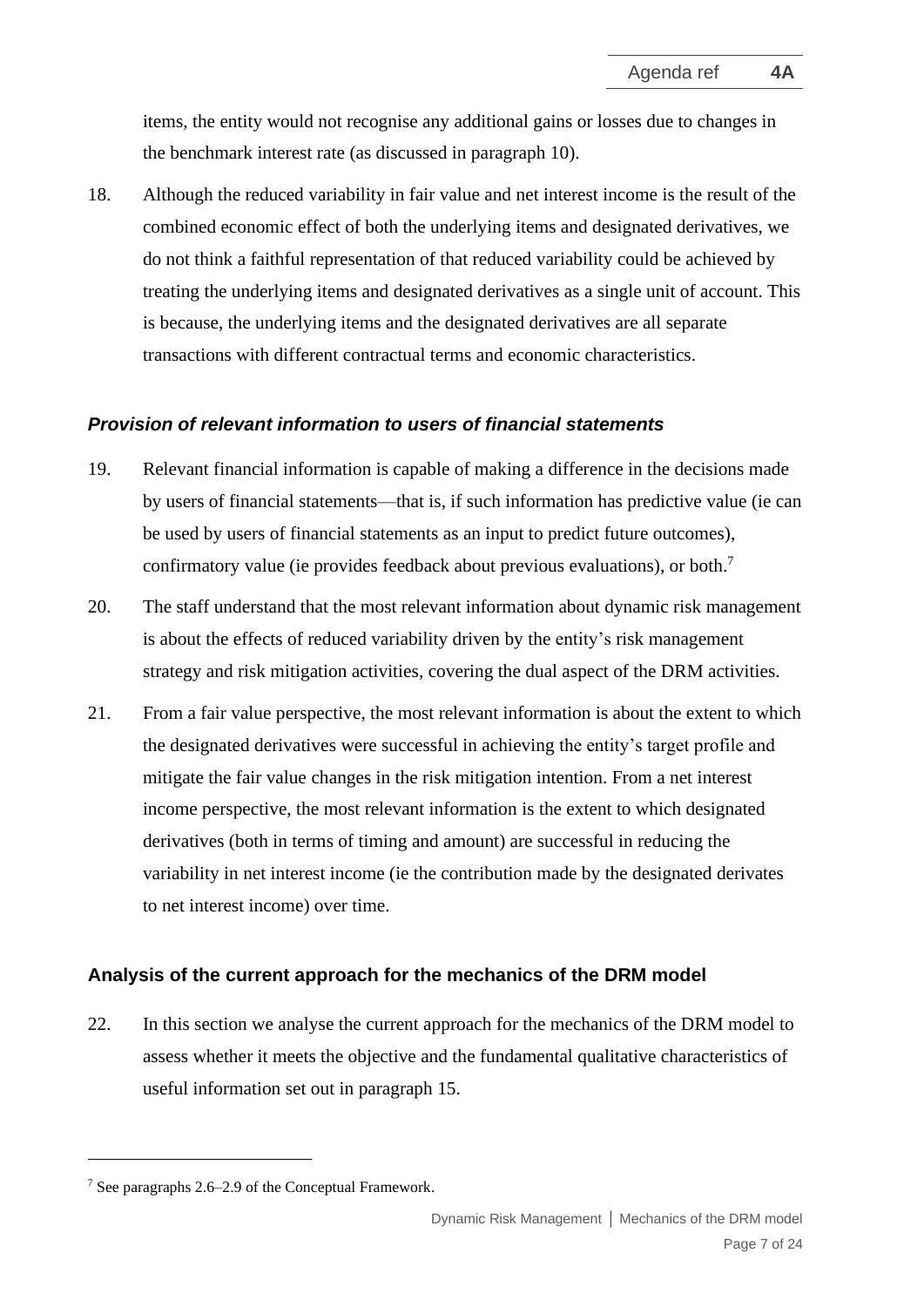items, the entity would not recognise any additional gains or losses due to changes in the benchmark interest rate (as discussed in paragraph 10).

18. Although the reduced variability in fair value and net interest income is the result of the combined economic effect of both the underlying items and designated derivatives, we do not think a faithful representation of that reduced variability could be achieved by treating the underlying items and designated derivatives as a single unit of account. This is because, the underlying items and the designated derivatives are all separate transactions with different contractual terms and economic characteristics.

### *Provision of relevant information to users of financial statements*

19. Relevant financial information is capable of making a difference in the decisions made by users of financial statements—that is, if such information has predictive value (ie can be used by users of financial statements as an input to predict future outcomes), confirmatory value (ie provides feedback about previous evaluations), or both.[7]

20. The staff understand that the most relevant information about dynamic risk management is about the effects of reduced variability driven by the entity's risk management strategy and risk mitigation activities, covering the dual aspect of the DRM activities.

21. From a fair value perspective, the most relevant information is about the extent to which the designated derivatives were successful in achieving the entity's target profile and mitigate the fair value changes in the risk mitigation intention. From a net interest income perspective, the most relevant information is the extent to which designated derivatives (both in terms of timing and amount) are successful in reducing the variability in net interest income (ie the contribution made by the designated derivates to net interest income) over time.

## Analysis of the current approach for the mechanics of the DRM model

22. In this section we analyse the current approach for the mechanics of the DRM model to assess whether it meets the objective and the fundamental qualitative characteristics of useful information set out in paragraph 15.

[7] See paragraphs 2.6–2.9 of the Conceptual Framework.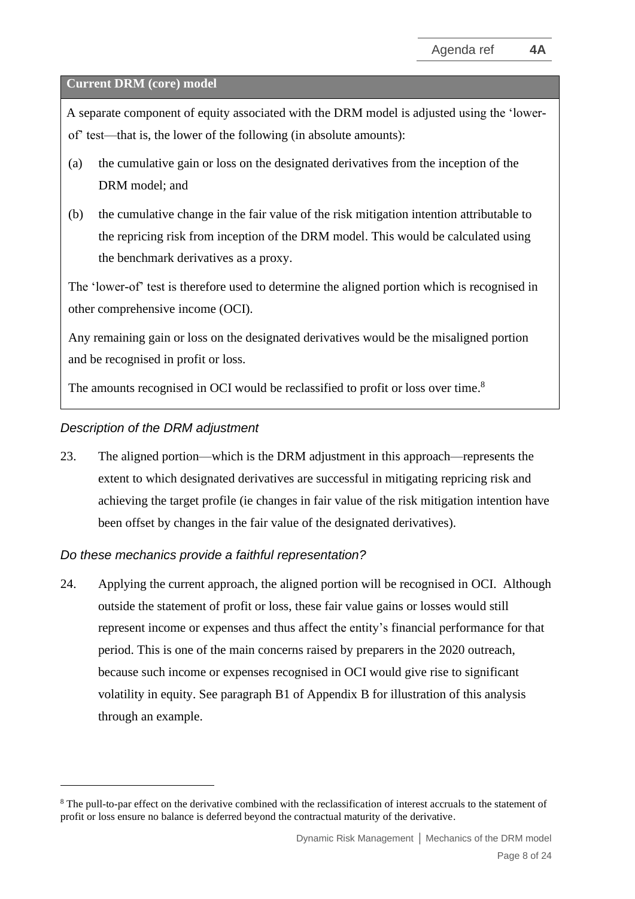**Current DRM (core) model**

A separate component of equity associated with the DRM model is adjusted using the 'lower-of' test—that is, the lower of the following (in absolute amounts):

(a) the cumulative gain or loss on the designated derivatives from the inception of the DRM model; and

(b) the cumulative change in the fair value of the risk mitigation intention attributable to the repricing risk from inception of the DRM model. This would be calculated using the benchmark derivatives as a proxy.

The 'lower-of' test is therefore used to determine the aligned portion which is recognised in other comprehensive income (OCI).

Any remaining gain or loss on the designated derivatives would be the misaligned portion and be recognised in profit or loss.

The amounts recognised in OCI would be reclassified to profit or loss over time.[8]

*Description of the DRM adjustment*

23. The aligned portion—which is the DRM adjustment in this approach—represents the extent to which designated derivatives are successful in mitigating repricing risk and achieving the target profile (ie changes in fair value of the risk mitigation intention have been offset by changes in the fair value of the designated derivatives).

*Do these mechanics provide a faithful representation?*

24. Applying the current approach, the aligned portion will be recognised in OCI. Although outside the statement of profit or loss, these fair value gains or losses would still represent income or expenses and thus affect the entity's financial performance for that period. This is one of the main concerns raised by preparers in the 2020 outreach, because such income or expenses recognised in OCI would give rise to significant volatility in equity. See paragraph B1 of Appendix B for illustration of this analysis through an example.

[8] The pull-to-par effect on the derivative combined with the reclassification of interest accruals to the statement of profit or loss ensure no balance is deferred beyond the contractual maturity of the derivative.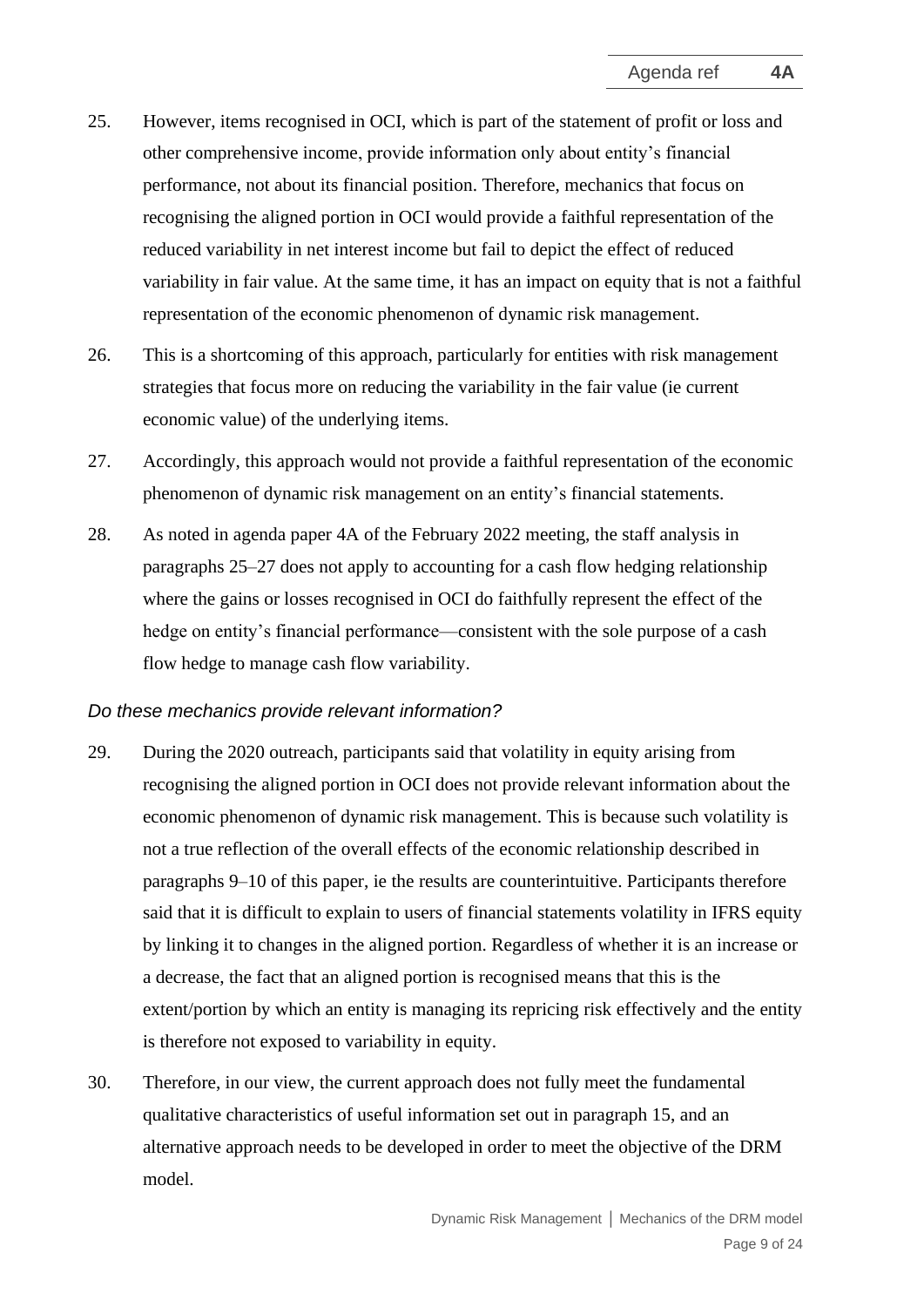25. However, items recognised in OCI, which is part of the statement of profit or loss and other comprehensive income, provide information only about entity's financial performance, not about its financial position. Therefore, mechanics that focus on recognising the aligned portion in OCI would provide a faithful representation of the reduced variability in net interest income but fail to depict the effect of reduced variability in fair value. At the same time, it has an impact on equity that is not a faithful representation of the economic phenomenon of dynamic risk management.

26. This is a shortcoming of this approach, particularly for entities with risk management strategies that focus more on reducing the variability in the fair value (ie current economic value) of the underlying items.

27. Accordingly, this approach would not provide a faithful representation of the economic phenomenon of dynamic risk management on an entity's financial statements.

28. As noted in agenda paper 4A of the February 2022 meeting, the staff analysis in paragraphs 25–27 does not apply to accounting for a cash flow hedging relationship where the gains or losses recognised in OCI do faithfully represent the effect of the hedge on entity's financial performance—consistent with the sole purpose of a cash flow hedge to manage cash flow variability.

*Do these mechanics provide relevant information?*

29. During the 2020 outreach, participants said that volatility in equity arising from recognising the aligned portion in OCI does not provide relevant information about the economic phenomenon of dynamic risk management. This is because such volatility is not a true reflection of the overall effects of the economic relationship described in paragraphs 9–10 of this paper, ie the results are counterintuitive. Participants therefore said that it is difficult to explain to users of financial statements volatility in IFRS equity by linking it to changes in the aligned portion. Regardless of whether it is an increase or a decrease, the fact that an aligned portion is recognised means that this is the extent/portion by which an entity is managing its repricing risk effectively and the entity is therefore not exposed to variability in equity.

30. Therefore, in our view, the current approach does not fully meet the fundamental qualitative characteristics of useful information set out in paragraph 15, and an alternative approach needs to be developed in order to meet the objective of the DRM model.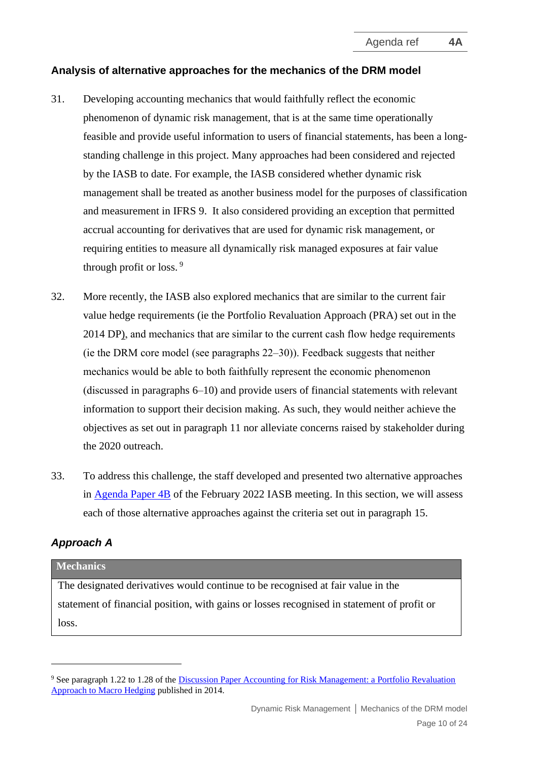## Analysis of alternative approaches for the mechanics of the DRM model

31. Developing accounting mechanics that would faithfully reflect the economic phenomenon of dynamic risk management, that is at the same time operationally feasible and provide useful information to users of financial statements, has been a long-standing challenge in this project. Many approaches had been considered and rejected by the IASB to date. For example, the IASB considered whether dynamic risk management shall be treated as another business model for the purposes of classification and measurement in IFRS 9. It also considered providing an exception that permitted accrual accounting for derivatives that are used for dynamic risk management, or requiring entities to measure all dynamically risk managed exposures at fair value through profit or loss. [9]

32. More recently, the IASB also explored mechanics that are similar to the current fair value hedge requirements (ie the Portfolio Revaluation Approach (PRA) set out in the 2014 DP), and mechanics that are similar to the current cash flow hedge requirements (ie the DRM core model (see paragraphs 22–30)). Feedback suggests that neither mechanics would be able to both faithfully represent the economic phenomenon (discussed in paragraphs 6–10) and provide users of financial statements with relevant information to support their decision making. As such, they would neither achieve the objectives as set out in paragraph 11 nor alleviate concerns raised by stakeholder during the 2020 outreach.

33. To address this challenge, the staff developed and presented two alternative approaches in Agenda Paper 4B of the February 2022 IASB meeting. In this section, we will assess each of those alternative approaches against the criteria set out in paragraph 15.

### *Approach A*

| Mechanics |
|---|
| The designated derivatives would continue to be recognised at fair value in the statement of financial position, with gains or losses recognised in statement of profit or loss. |

---

[9] See paragraph 1.22 to 1.28 of the Discussion Paper Accounting for Risk Management: a Portfolio Revaluation Approach to Macro Hedging published in 2014.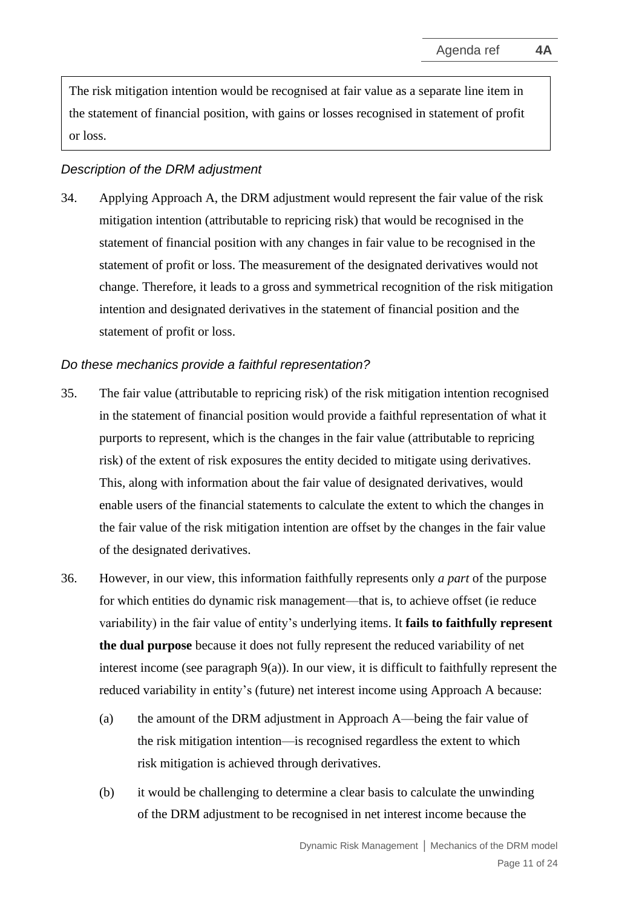The risk mitigation intention would be recognised at fair value as a separate line item in the statement of financial position, with gains or losses recognised in statement of profit or loss.

*Description of the DRM adjustment*

34. Applying Approach A, the DRM adjustment would represent the fair value of the risk mitigation intention (attributable to repricing risk) that would be recognised in the statement of financial position with any changes in fair value to be recognised in the statement of profit or loss. The measurement of the designated derivatives would not change. Therefore, it leads to a gross and symmetrical recognition of the risk mitigation intention and designated derivatives in the statement of financial position and the statement of profit or loss.

*Do these mechanics provide a faithful representation?*

35. The fair value (attributable to repricing risk) of the risk mitigation intention recognised in the statement of financial position would provide a faithful representation of what it purports to represent, which is the changes in the fair value (attributable to repricing risk) of the extent of risk exposures the entity decided to mitigate using derivatives. This, along with information about the fair value of designated derivatives, would enable users of the financial statements to calculate the extent to which the changes in the fair value of the risk mitigation intention are offset by the changes in the fair value of the designated derivatives.

36. However, in our view, this information faithfully represents only *a part* of the purpose for which entities do dynamic risk management—that is, to achieve offset (ie reduce variability) in the fair value of entity's underlying items. It **fails to faithfully represent the dual purpose** because it does not fully represent the reduced variability of net interest income (see paragraph 9(a)). In our view, it is difficult to faithfully represent the reduced variability in entity's (future) net interest income using Approach A because:

    (a) the amount of the DRM adjustment in Approach A—being the fair value of the risk mitigation intention—is recognised regardless the extent to which risk mitigation is achieved through derivatives.

    (b) it would be challenging to determine a clear basis to calculate the unwinding of the DRM adjustment to be recognised in net interest income because the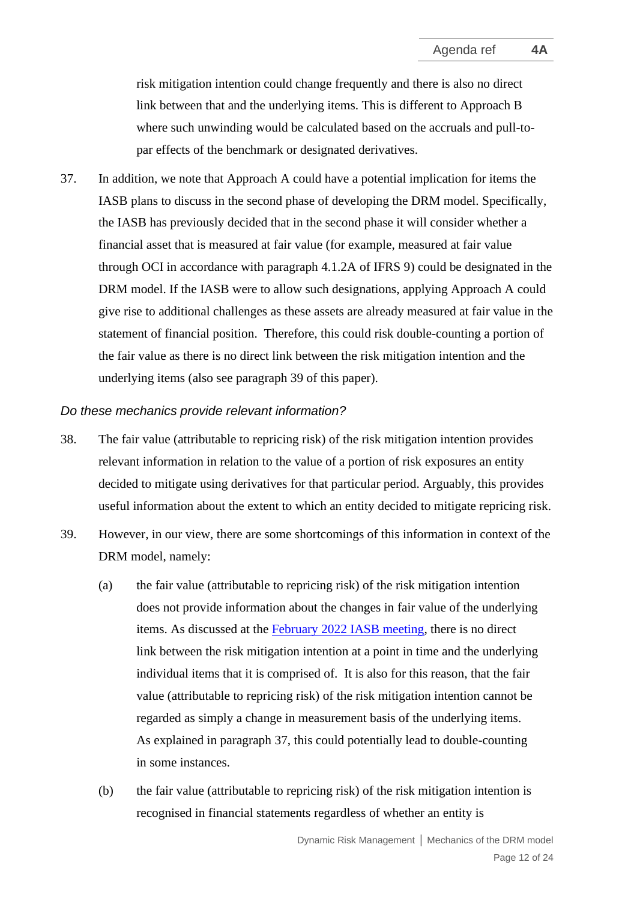risk mitigation intention could change frequently and there is also no direct link between that and the underlying items. This is different to Approach B where such unwinding would be calculated based on the accruals and pull-to-par effects of the benchmark or designated derivatives.

37. In addition, we note that Approach A could have a potential implication for items the IASB plans to discuss in the second phase of developing the DRM model. Specifically, the IASB has previously decided that in the second phase it will consider whether a financial asset that is measured at fair value (for example, measured at fair value through OCI in accordance with paragraph 4.1.2A of IFRS 9) could be designated in the DRM model. If the IASB were to allow such designations, applying Approach A could give rise to additional challenges as these assets are already measured at fair value in the statement of financial position. Therefore, this could risk double-counting a portion of the fair value as there is no direct link between the risk mitigation intention and the underlying items (also see paragraph 39 of this paper).

*Do these mechanics provide relevant information?*

38. The fair value (attributable to repricing risk) of the risk mitigation intention provides relevant information in relation to the value of a portion of risk exposures an entity decided to mitigate using derivatives for that particular period. Arguably, this provides useful information about the extent to which an entity decided to mitigate repricing risk.

39. However, in our view, there are some shortcomings of this information in context of the DRM model, namely:

    (a) the fair value (attributable to repricing risk) of the risk mitigation intention does not provide information about the changes in fair value of the underlying items. As discussed at the [February 2022 IASB meeting](), there is no direct link between the risk mitigation intention at a point in time and the underlying individual items that it is comprised of. It is also for this reason, that the fair value (attributable to repricing risk) of the risk mitigation intention cannot be regarded as simply a change in measurement basis of the underlying items. As explained in paragraph 37, this could potentially lead to double-counting in some instances.

    (b) the fair value (attributable to repricing risk) of the risk mitigation intention is recognised in financial statements regardless of whether an entity is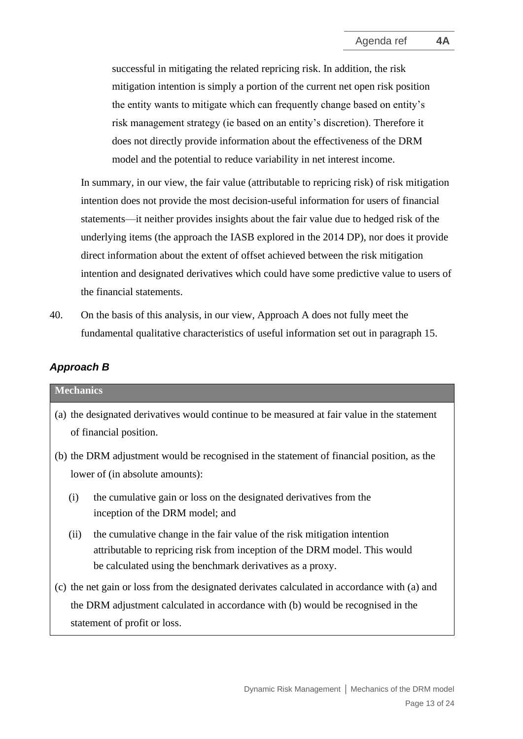successful in mitigating the related repricing risk. In addition, the risk mitigation intention is simply a portion of the current net open risk position the entity wants to mitigate which can frequently change based on entity's risk management strategy (ie based on an entity's discretion). Therefore it does not directly provide information about the effectiveness of the DRM model and the potential to reduce variability in net interest income.

In summary, in our view, the fair value (attributable to repricing risk) of risk mitigation intention does not provide the most decision-useful information for users of financial statements—it neither provides insights about the fair value due to hedged risk of the underlying items (the approach the IASB explored in the 2014 DP), nor does it provide direct information about the extent of offset achieved between the risk mitigation intention and designated derivatives which could have some predictive value to users of the financial statements.

40. On the basis of this analysis, in our view, Approach A does not fully meet the fundamental qualitative characteristics of useful information set out in paragraph 15.

### *Approach B*

| **Mechanics** |
|---|
| (a) the designated derivatives would continue to be measured at fair value in the statement of financial position.<br>(b) the DRM adjustment would be recognised in the statement of financial position, as the lower of (in absolute amounts):<br>(i) the cumulative gain or loss on the designated derivatives from the inception of the DRM model; and<br>(ii) the cumulative change in the fair value of the risk mitigation intention attributable to repricing risk from inception of the DRM model. This would be calculated using the benchmark derivatives as a proxy.<br>(c) the net gain or loss from the designated derivates calculated in accordance with (a) and the DRM adjustment calculated in accordance with (b) would be recognised in the statement of profit or loss. |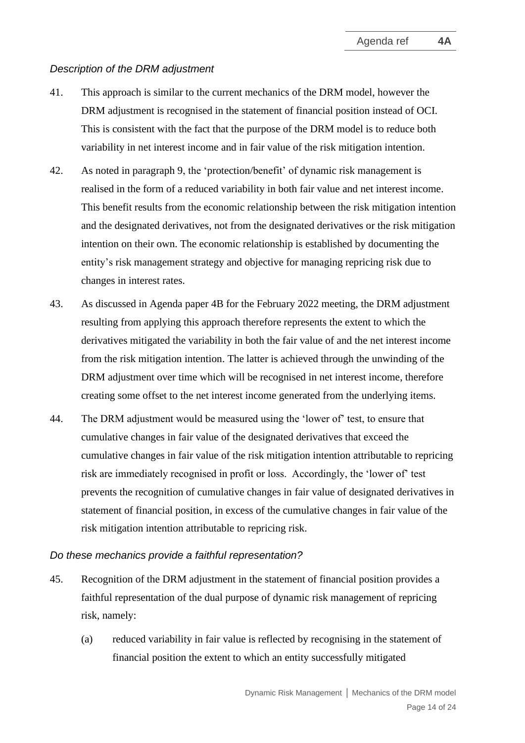*Description of the DRM adjustment*

41. This approach is similar to the current mechanics of the DRM model, however the DRM adjustment is recognised in the statement of financial position instead of OCI. This is consistent with the fact that the purpose of the DRM model is to reduce both variability in net interest income and in fair value of the risk mitigation intention.

42. As noted in paragraph 9, the 'protection/benefit' of dynamic risk management is realised in the form of a reduced variability in both fair value and net interest income. This benefit results from the economic relationship between the risk mitigation intention and the designated derivatives, not from the designated derivatives or the risk mitigation intention on their own. The economic relationship is established by documenting the entity's risk management strategy and objective for managing repricing risk due to changes in interest rates.

43. As discussed in Agenda paper 4B for the February 2022 meeting, the DRM adjustment resulting from applying this approach therefore represents the extent to which the derivatives mitigated the variability in both the fair value of and the net interest income from the risk mitigation intention. The latter is achieved through the unwinding of the DRM adjustment over time which will be recognised in net interest income, therefore creating some offset to the net interest income generated from the underlying items.

44. The DRM adjustment would be measured using the 'lower of' test, to ensure that cumulative changes in fair value of the designated derivatives that exceed the cumulative changes in fair value of the risk mitigation intention attributable to repricing risk are immediately recognised in profit or loss. Accordingly, the 'lower of' test prevents the recognition of cumulative changes in fair value of designated derivatives in statement of financial position, in excess of the cumulative changes in fair value of the risk mitigation intention attributable to repricing risk.

*Do these mechanics provide a faithful representation?*

45. Recognition of the DRM adjustment in the statement of financial position provides a faithful representation of the dual purpose of dynamic risk management of repricing risk, namely:

   (a) reduced variability in fair value is reflected by recognising in the statement of financial position the extent to which an entity successfully mitigated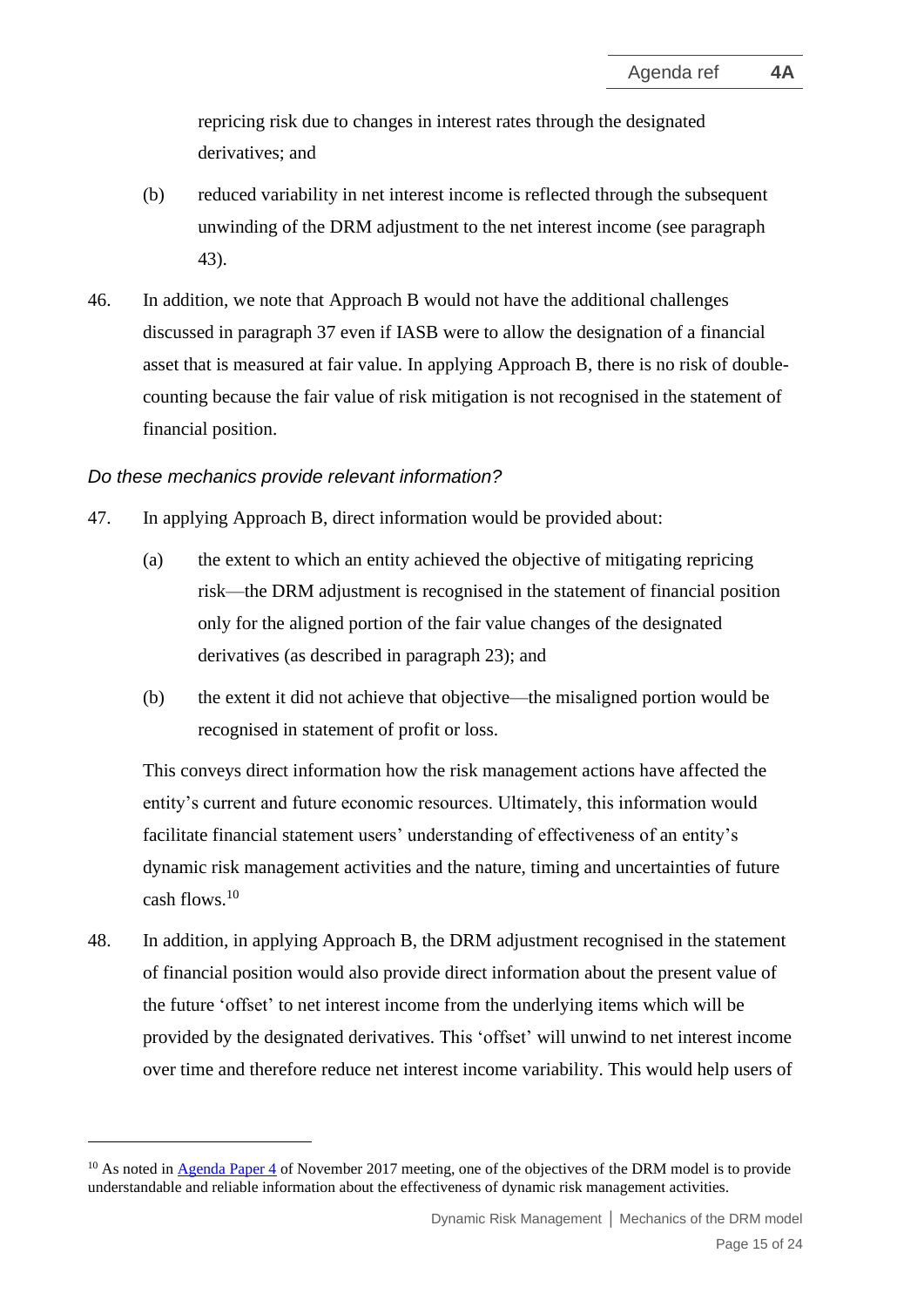repricing risk due to changes in interest rates through the designated derivatives; and

(b) reduced variability in net interest income is reflected through the subsequent unwinding of the DRM adjustment to the net interest income (see paragraph 43).

46. In addition, we note that Approach B would not have the additional challenges discussed in paragraph 37 even if IASB were to allow the designation of a financial asset that is measured at fair value. In applying Approach B, there is no risk of double-counting because the fair value of risk mitigation is not recognised in the statement of financial position.

*Do these mechanics provide relevant information?*

47. In applying Approach B, direct information would be provided about:

(a) the extent to which an entity achieved the objective of mitigating repricing risk—the DRM adjustment is recognised in the statement of financial position only for the aligned portion of the fair value changes of the designated derivatives (as described in paragraph 23); and

(b) the extent it did not achieve that objective—the misaligned portion would be recognised in statement of profit or loss.

This conveys direct information how the risk management actions have affected the entity's current and future economic resources. Ultimately, this information would facilitate financial statement users' understanding of effectiveness of an entity's dynamic risk management activities and the nature, timing and uncertainties of future cash flows.[10]

48. In addition, in applying Approach B, the DRM adjustment recognised in the statement of financial position would also provide direct information about the present value of the future 'offset' to net interest income from the underlying items which will be provided by the designated derivatives. This 'offset' will unwind to net interest income over time and therefore reduce net interest income variability. This would help users of

[10] As noted in Agenda Paper 4 of November 2017 meeting, one of the objectives of the DRM model is to provide understandable and reliable information about the effectiveness of dynamic risk management activities.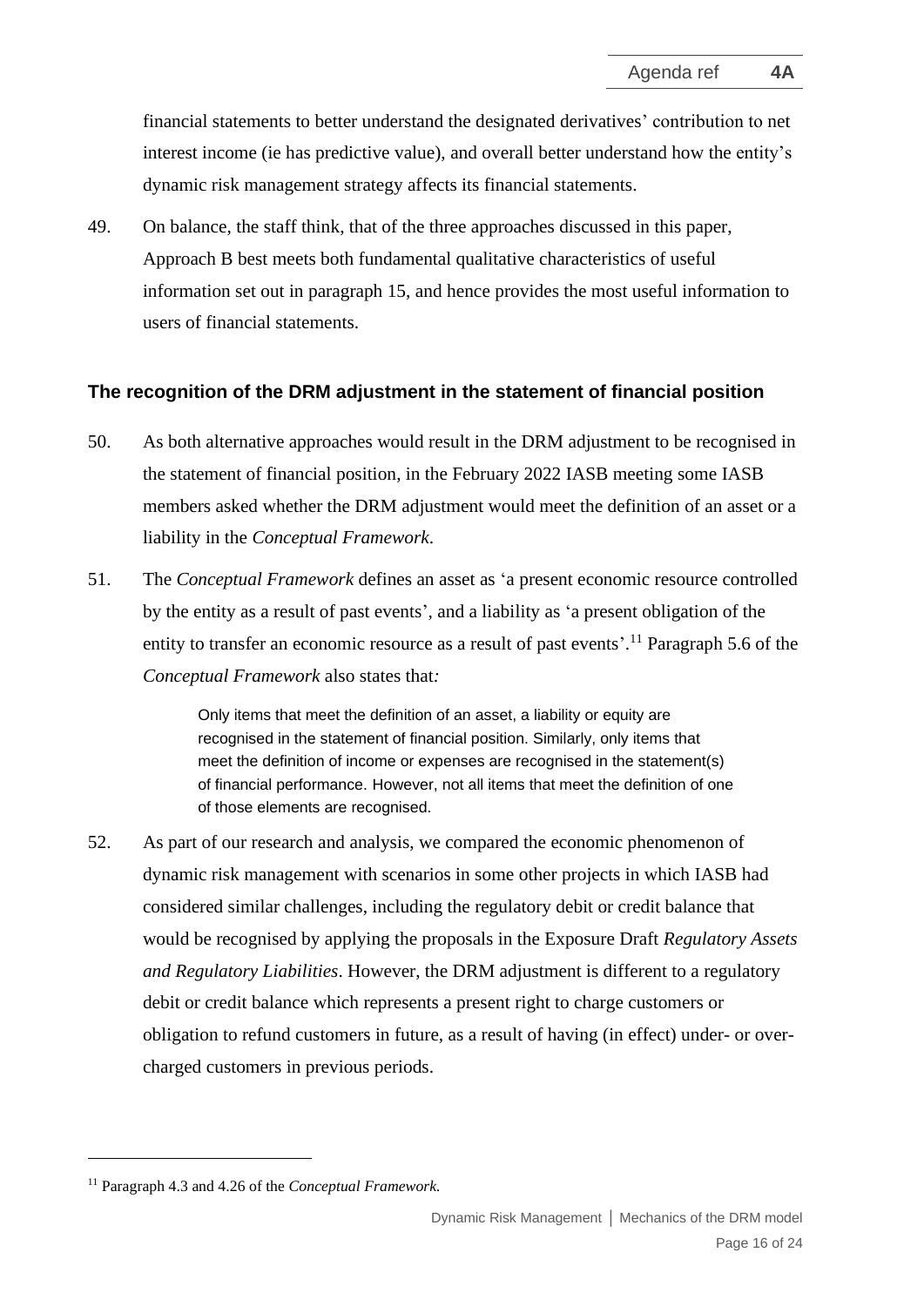financial statements to better understand the designated derivatives' contribution to net interest income (ie has predictive value), and overall better understand how the entity's dynamic risk management strategy affects its financial statements.

49. On balance, the staff think, that of the three approaches discussed in this paper, Approach B best meets both fundamental qualitative characteristics of useful information set out in paragraph 15, and hence provides the most useful information to users of financial statements.

### The recognition of the DRM adjustment in the statement of financial position

50. As both alternative approaches would result in the DRM adjustment to be recognised in the statement of financial position, in the February 2022 IASB meeting some IASB members asked whether the DRM adjustment would meet the definition of an asset or a liability in the *Conceptual Framework*.

51. The *Conceptual Framework* defines an asset as 'a present economic resource controlled by the entity as a result of past events', and a liability as 'a present obligation of the entity to transfer an economic resource as a result of past events'.[11] Paragraph 5.6 of the *Conceptual Framework* also states that*:*

> Only items that meet the definition of an asset, a liability or equity are recognised in the statement of financial position. Similarly, only items that meet the definition of income or expenses are recognised in the statement(s) of financial performance. However, not all items that meet the definition of one of those elements are recognised.

52. As part of our research and analysis, we compared the economic phenomenon of dynamic risk management with scenarios in some other projects in which IASB had considered similar challenges, including the regulatory debit or credit balance that would be recognised by applying the proposals in the Exposure Draft *Regulatory Assets and Regulatory Liabilities*. However, the DRM adjustment is different to a regulatory debit or credit balance which represents a present right to charge customers or obligation to refund customers in future, as a result of having (in effect) under- or over-charged customers in previous periods.

---

[11] Paragraph 4.3 and 4.26 of the *Conceptual Framework.*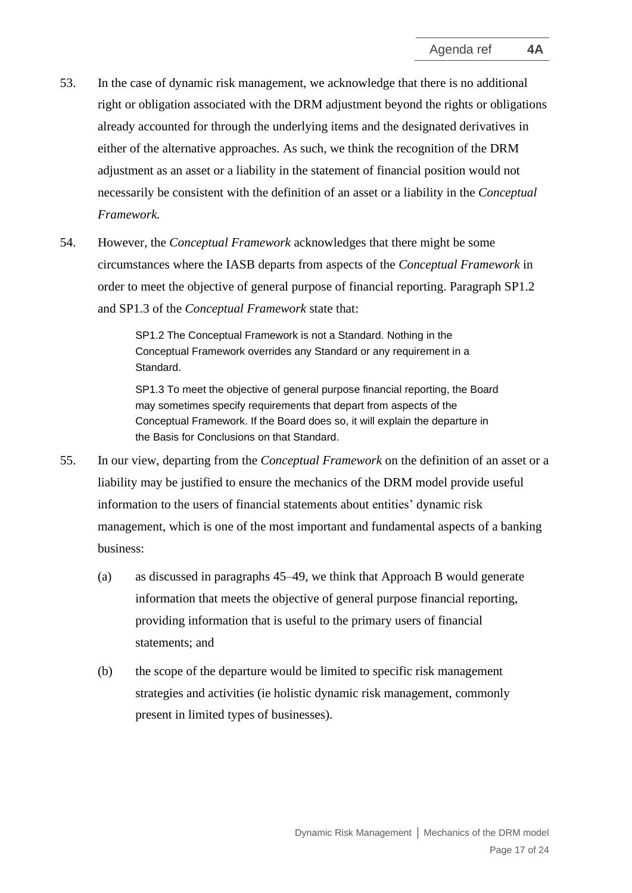53. In the case of dynamic risk management, we acknowledge that there is no additional right or obligation associated with the DRM adjustment beyond the rights or obligations already accounted for through the underlying items and the designated derivatives in either of the alternative approaches. As such, we think the recognition of the DRM adjustment as an asset or a liability in the statement of financial position would not necessarily be consistent with the definition of an asset or a liability in the *Conceptual Framework.*

54. However, the *Conceptual Framework* acknowledges that there might be some circumstances where the IASB departs from aspects of the *Conceptual Framework* in order to meet the objective of general purpose of financial reporting. Paragraph SP1.2 and SP1.3 of the *Conceptual Framework* state that:

> SP1.2 The Conceptual Framework is not a Standard. Nothing in the Conceptual Framework overrides any Standard or any requirement in a Standard.
>
> SP1.3 To meet the objective of general purpose financial reporting, the Board may sometimes specify requirements that depart from aspects of the Conceptual Framework. If the Board does so, it will explain the departure in the Basis for Conclusions on that Standard.

55. In our view, departing from the *Conceptual Framework* on the definition of an asset or a liability may be justified to ensure the mechanics of the DRM model provide useful information to the users of financial statements about entities' dynamic risk management, which is one of the most important and fundamental aspects of a banking business:

    (a) as discussed in paragraphs 45–49, we think that Approach B would generate information that meets the objective of general purpose financial reporting, providing information that is useful to the primary users of financial statements; and

    (b) the scope of the departure would be limited to specific risk management strategies and activities (ie holistic dynamic risk management, commonly present in limited types of businesses).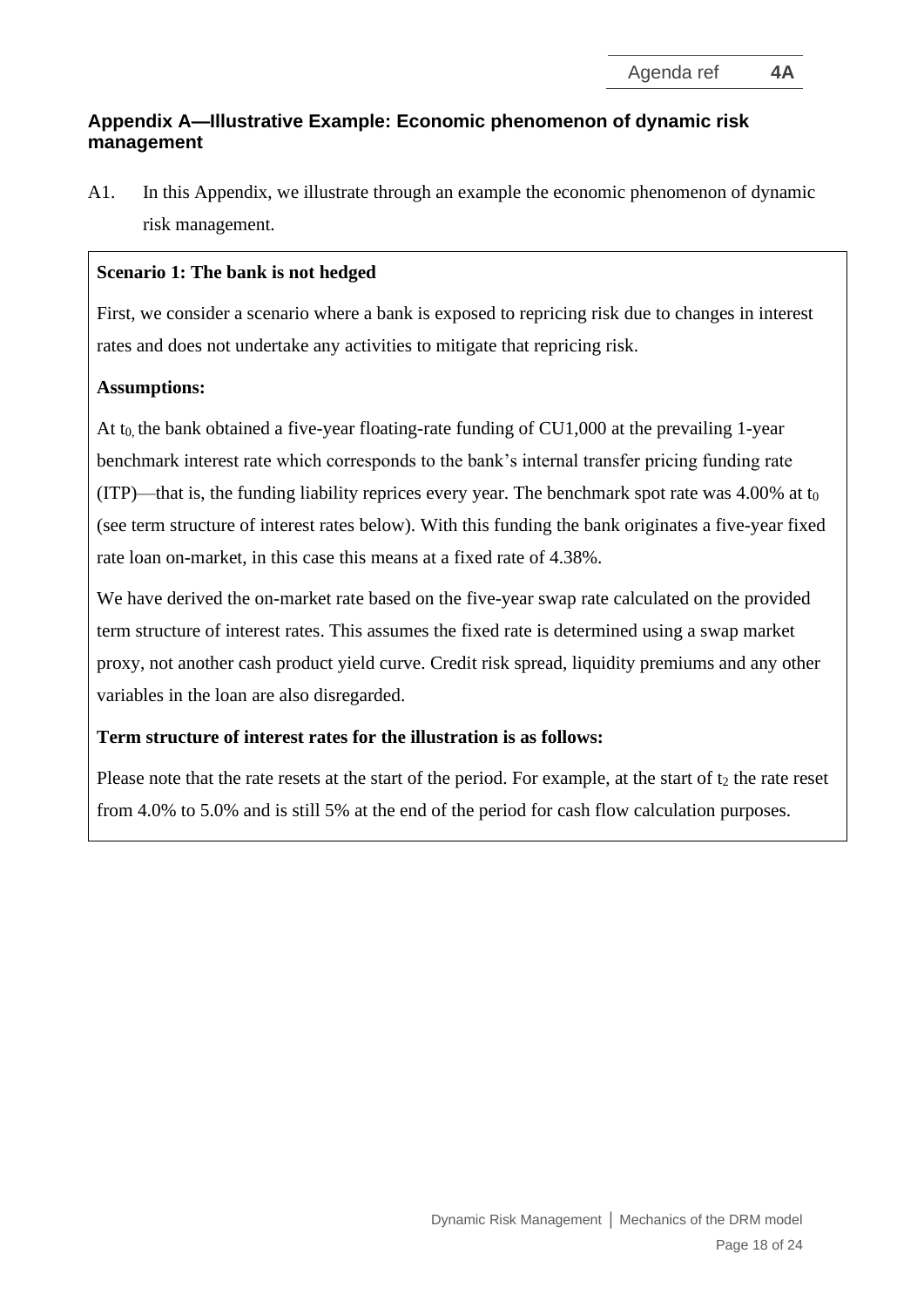## Appendix A—Illustrative Example: Economic phenomenon of dynamic risk management

A1. In this Appendix, we illustrate through an example the economic phenomenon of dynamic risk management.

**Scenario 1: The bank is not hedged**

First, we consider a scenario where a bank is exposed to repricing risk due to changes in interest rates and does not undertake any activities to mitigate that repricing risk.

**Assumptions:**

At $t_0$, the bank obtained a five-year floating-rate funding of CU1,000 at the prevailing 1-year benchmark interest rate which corresponds to the bank's internal transfer pricing funding rate (ITP)—that is, the funding liability reprices every year. The benchmark spot rate was 4.00% at $t_0$ (see term structure of interest rates below). With this funding the bank originates a five-year fixed rate loan on-market, in this case this means at a fixed rate of 4.38%.

We have derived the on-market rate based on the five-year swap rate calculated on the provided term structure of interest rates. This assumes the fixed rate is determined using a swap market proxy, not another cash product yield curve. Credit risk spread, liquidity premiums and any other variables in the loan are also disregarded.

**Term structure of interest rates for the illustration is as follows:**

Please note that the rate resets at the start of the period. For example, at the start of $t_2$ the rate reset from 4.0% to 5.0% and is still 5% at the end of the period for cash flow calculation purposes.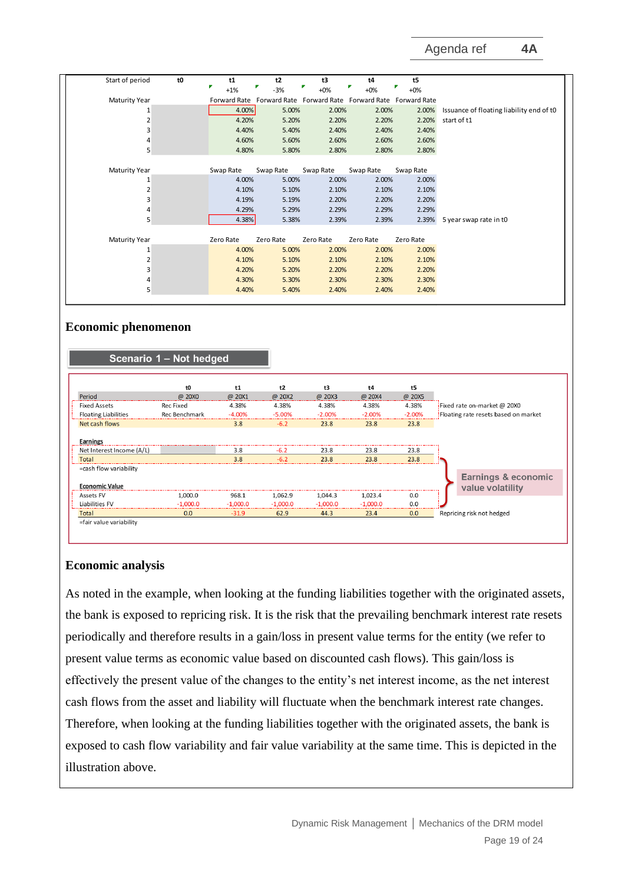| Start of period | t0 | t1 | t2 | t3 | t4 | t5 | |
|---|---|---|---|---|---|---|---|
| | | +1% | -3% | +0% | +0% | +0% | |
| Maturity Year | | Forward Rate | Forward Rate | Forward Rate | Forward Rate | Forward Rate | |
| 1 | | 4.00% | 5.00% | 2.00% | 2.00% | 2.00% | Issuance of floating liability end of t0 |
| 2 | | 4.20% | 5.20% | 2.20% | 2.20% | 2.20% | start of t1 |
| 3 | | 4.40% | 5.40% | 2.40% | 2.40% | 2.40% | |
| 4 | | 4.60% | 5.60% | 2.60% | 2.60% | 2.60% | |
| 5 | | 4.80% | 5.80% | 2.80% | 2.80% | 2.80% | |
| Maturity Year | | Swap Rate | Swap Rate | Swap Rate | Swap Rate | Swap Rate | |
| 1 | | 4.00% | 5.00% | 2.00% | 2.00% | 2.00% | |
| 2 | | 4.10% | 5.10% | 2.10% | 2.10% | 2.10% | |
| 3 | | 4.19% | 5.19% | 2.20% | 2.20% | 2.20% | |
| 4 | | 4.29% | 5.29% | 2.29% | 2.29% | 2.29% | |
| 5 | | 4.38% | 5.38% | 2.39% | 2.39% | 2.39% | 5 year swap rate in t0 |
| Maturity Year | | Zero Rate | Zero Rate | Zero Rate | Zero Rate | Zero Rate | |
| 1 | | 4.00% | 5.00% | 2.00% | 2.00% | 2.00% | |
| 2 | | 4.10% | 5.10% | 2.10% | 2.10% | 2.10% | |
| 3 | | 4.20% | 5.20% | 2.20% | 2.20% | 2.20% | |
| 4 | | 4.30% | 5.30% | 2.30% | 2.30% | 2.30% | |
| 5 | | 4.40% | 5.40% | 2.40% | 2.40% | 2.40% | |

## Economic phenomenon

**Scenario 1 – Not hedged**

| | | t0 | t1 | t2 | t3 | t4 | t5 | |
|---|---|---|---|---|---|---|---|---|
| Period | | @ 20X0 | @ 20X1 | @ 20X2 | @ 20X3 | @ 20X4 | @ 20X5 | |
| Fixed Assets | Rec Fixed | | 4.38% | 4.38% | 4.38% | 4.38% | 4.38% | Fixed rate on-market @ 20X0 |
| Floating Liabilities | Rec Benchmark | | -4.00% | -5.00% | -2.00% | -2.00% | -2.00% | Floating rate resets based on market |
| Net cash flows | | | 3.8 | -6.2 | 23.8 | 23.8 | 23.8 | |
| **Earnings** | | | | | | | | |
| Net Interest Income (A/L) | | | 3.8 | -6.2 | 23.8 | 23.8 | 23.8 | |
| Total | | | 3.8 | -6.2 | 23.8 | 23.8 | 23.8 | |
| =cash flow variability | | | | | | | | |
| **Economic Value** | | | | | | | | |
| Assets FV | | 1,000.0 | 968.1 | 1,062.9 | 1,044.3 | 1,023.4 | 0.0 | |
| Liabilities FV | | -1,000.0 | -1,000.0 | -1,000.0 | -1,000.0 | -1,000.0 | 0.0 | |
| Total | | 0.0 | -31.9 | 62.9 | 44.3 | 23.4 | 0.0 | Repricing risk not hedged |
| =fair value variability | | | | | | | | |

Earnings & economic value volatility

## Economic analysis

As noted in the example, when looking at the funding liabilities together with the originated assets, the bank is exposed to repricing risk. It is the risk that the prevailing benchmark interest rate resets periodically and therefore results in a gain/loss in present value terms for the entity (we refer to present value terms as economic value based on discounted cash flows). This gain/loss is effectively the present value of the changes to the entity's net interest income, as the net interest cash flows from the asset and liability will fluctuate when the benchmark interest rate changes. Therefore, when looking at the funding liabilities together with the originated assets, the bank is exposed to cash flow variability and fair value variability at the same time. This is depicted in the illustration above.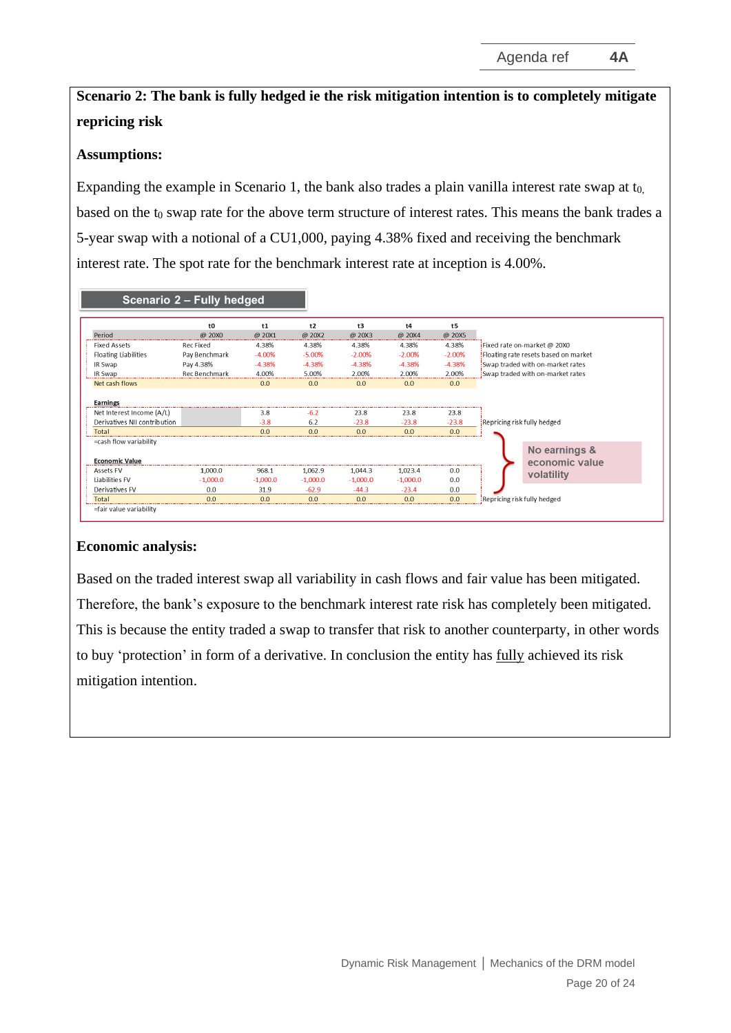**Scenario 2: The bank is fully hedged ie the risk mitigation intention is to completely mitigate repricing risk**

**Assumptions:**

Expanding the example in Scenario 1, the bank also trades a plain vanilla interest rate swap at $t_0$, based on the $t_0$ swap rate for the above term structure of interest rates. This means the bank trades a 5-year swap with a notional of a CU1,000, paying 4.38% fixed and receiving the benchmark interest rate. The spot rate for the benchmark interest rate at inception is 4.00%.

**Scenario 2 – Fully hedged**

| | | t0 | t1 | t2 | t3 | t4 | t5 | |
|---|---|---|---|---|---|---|---|---|
| Period | | @ 20X0 | @ 20X1 | @ 20X2 | @ 20X3 | @ 20X4 | @ 20X5 | |
| Fixed Assets | Rec Fixed | | 4.38% | 4.38% | 4.38% | 4.38% | 4.38% | Fixed rate on-market @ 20X0 |
| Floating Liabilities | Pay Benchmark | | -4.00% | -5.00% | -2.00% | -2.00% | -2.00% | Floating rate resets based on market |
| IR Swap | Pay 4.38% | | -4.38% | -4.38% | -4.38% | -4.38% | -4.38% | Swap traded with on-market rates |
| IR Swap | Rec Benchmark | | 4.00% | 5.00% | 2.00% | 2.00% | 2.00% | Swap traded with on-market rates |
| Net cash flows | | | 0.0 | 0.0 | 0.0 | 0.0 | 0.0 | |
| **Earnings** | | | | | | | | |
| Net Interest Income (A/L) | | | 3.8 | -6.2 | 23.8 | 23.8 | 23.8 | |
| Derivatives NII contribution | | | -3.8 | 6.2 | -23.8 | -23.8 | -23.8 | Repricing risk fully hedged |
| Total | | | 0.0 | 0.0 | 0.0 | 0.0 | 0.0 | |
| =cash flow variability | | | | | | | | |
| **Economic Value** | | | | | | | | |
| Assets FV | | 1,000.0 | 968.1 | 1,062.9 | 1,044.3 | 1,023.4 | 0.0 | |
| Liabilities FV | | -1,000.0 | -1,000.0 | -1,000.0 | -1,000.0 | -1,000.0 | 0.0 | |
| Derivatives FV | | 0.0 | 31.9 | -62.9 | -44.3 | -23.4 | 0.0 | |
| Total | | 0.0 | 0.0 | 0.0 | 0.0 | 0.0 | 0.0 | Repricing risk fully hedged |
| =fair value variability | | | | | | | | |

No earnings & economic value volatility

**Economic analysis:**

Based on the traded interest swap all variability in cash flows and fair value has been mitigated. Therefore, the bank's exposure to the benchmark interest rate risk has completely been mitigated. This is because the entity traded a swap to transfer that risk to another counterparty, in other words to buy 'protection' in form of a derivative. In conclusion the entity has <u>fully</u> achieved its risk mitigation intention.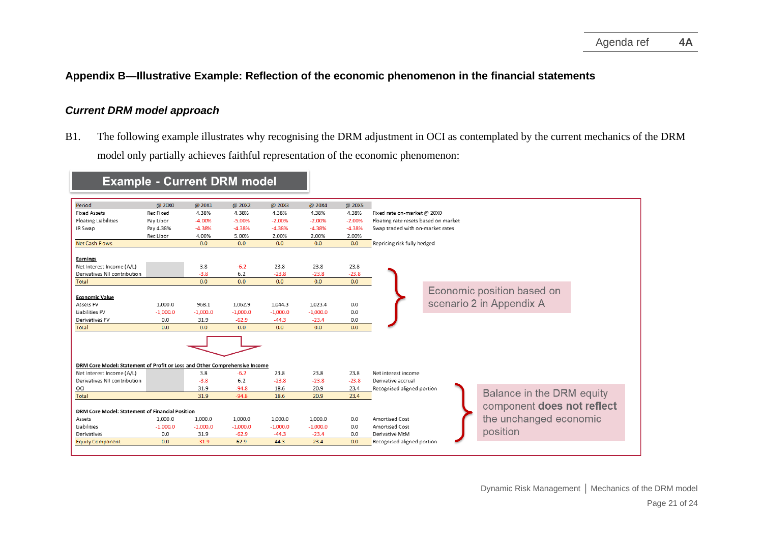## Appendix B—Illustrative Example: Reflection of the economic phenomenon in the financial statements

### *Current DRM model approach*

B1. The following example illustrates why recognising the DRM adjustment in OCI as contemplated by the current mechanics of the DRM model only partially achieves faithful representation of the economic phenomenon:

**Example - Current DRM model**

| Period | @ 20X0 | @ 20X1 | @ 20X2 | @ 20X3 | @ 20X4 | @ 20X5 | |
|---|---|---|---|---|---|---|---|
| Fixed Assets | Rec Fixed | 4.38% | 4.38% | 4.38% | 4.38% | 4.38% | Fixed rate on-market @ 20X0 |
| Floating Liabilities | Pay Libor | -4.00% | -5.00% | -2.00% | -2.00% | -2.00% | Floating rate resets based on market |
| IR Swap | Pay 4.38% | -4.38% | -4.38% | -4.38% | -4.38% | -4.38% | Swap traded with on-market rates |
| | Rec Libor | 4.00% | 5.00% | 2.00% | 2.00% | 2.00% | |
| Net Cash Flows | | 0.0 | 0.0 | 0.0 | 0.0 | 0.0 | Repricing risk fully hedged |
| | | | | | | | |
| **Earnings** | | | | | | | |
| Net Interest Income (A/L) | | 3.8 | -6.2 | 23.8 | 23.8 | 23.8 | |
| Derivatives NII contribution | | -3.8 | 6.2 | -23.8 | -23.8 | -23.8 | |
| Total | | 0.0 | 0.0 | 0.0 | 0.0 | 0.0 | |
| | | | | | | | |
| **Economic Value** | | | | | | | |
| Assets FV | 1,000.0 | 968.1 | 1,062.9 | 1,044.3 | 1,023.4 | 0.0 | |
| Liabilities FV | -1,000.0 | -1,000.0 | -1,000.0 | -1,000.0 | -1,000.0 | 0.0 | |
| Derivatives FV | 0.0 | 31.9 | -62.9 | -44.3 | -23.4 | 0.0 | |
| Total | 0.0 | 0.0 | 0.0 | 0.0 | 0.0 | 0.0 | |

Economic position based on scenario 2 in Appendix A

| DRM Core Model: Statement of Profit or Loss and Other Comprehensive Income | @ 20X0 | @ 20X1 | @ 20X2 | @ 20X3 | @ 20X4 | @ 20X5 | |
|---|---|---|---|---|---|---|---|
| Net Interest Income (A/L) | | 3.8 | -6.2 | 23.8 | 23.8 | 23.8 | Net interest income |
| Derivatives NII contribution | | -3.8 | 6.2 | -23.8 | -23.8 | -23.8 | Derivative accrual |
| OCI | | 31.9 | -94.8 | 18.6 | 20.9 | 23.4 | Recognised aligned portion |
| Total | | 31.9 | -94.8 | 18.6 | 20.9 | 23.4 | |
| | | | | | | | |
| **DRM Core Model: Statement of Financial Position** | | | | | | | |
| Assets | 1,000.0 | 1,000.0 | 1,000.0 | 1,000.0 | 1,000.0 | 0.0 | Amortised Cost |
| Liabilities | -1,000.0 | -1,000.0 | -1,000.0 | -1,000.0 | -1,000.0 | 0.0 | Amortised Cost |
| Derivatives | 0.0 | 31.9 | -62.9 | -44.3 | -23.4 | 0.0 | Derivative MtM |
| Equity Component | 0.0 | -31.9 | 62.9 | 44.3 | 23.4 | 0.0 | Recognised aligned portion |

Balance in the DRM equity component **does not reflect** the unchanged economic position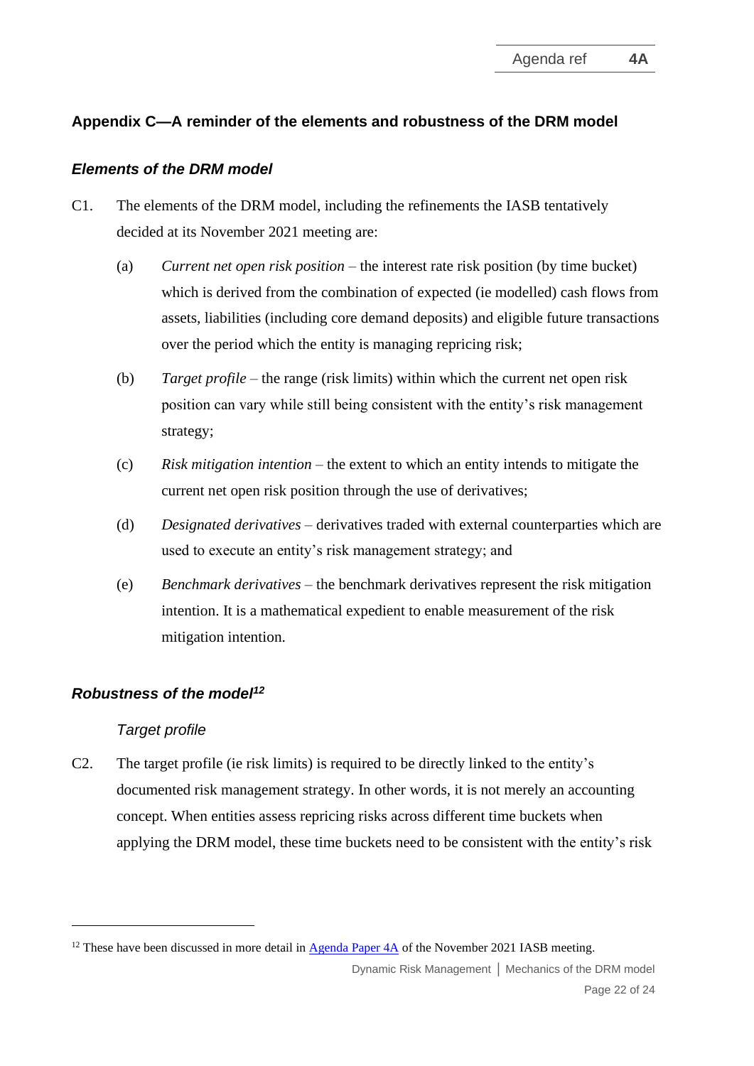## Appendix C—A reminder of the elements and robustness of the DRM model

### *Elements of the DRM model*

C1. The elements of the DRM model, including the refinements the IASB tentatively decided at its November 2021 meeting are:

(a) *Current net open risk position* – the interest rate risk position (by time bucket) which is derived from the combination of expected (ie modelled) cash flows from assets, liabilities (including core demand deposits) and eligible future transactions over the period which the entity is managing repricing risk;

(b) *Target profile* – the range (risk limits) within which the current net open risk position can vary while still being consistent with the entity's risk management strategy;

(c) *Risk mitigation intention* – the extent to which an entity intends to mitigate the current net open risk position through the use of derivatives;

(d) *Designated derivatives* – derivatives traded with external counterparties which are used to execute an entity's risk management strategy; and

(e) *Benchmark derivatives* – the benchmark derivatives represent the risk mitigation intention. It is a mathematical expedient to enable measurement of the risk mitigation intention.

### *Robustness of the model*[12]

*Target profile*

C2. The target profile (ie risk limits) is required to be directly linked to the entity's documented risk management strategy. In other words, it is not merely an accounting concept. When entities assess repricing risks across different time buckets when applying the DRM model, these time buckets need to be consistent with the entity's risk

[12] These have been discussed in more detail in Agenda Paper 4A of the November 2021 IASB meeting.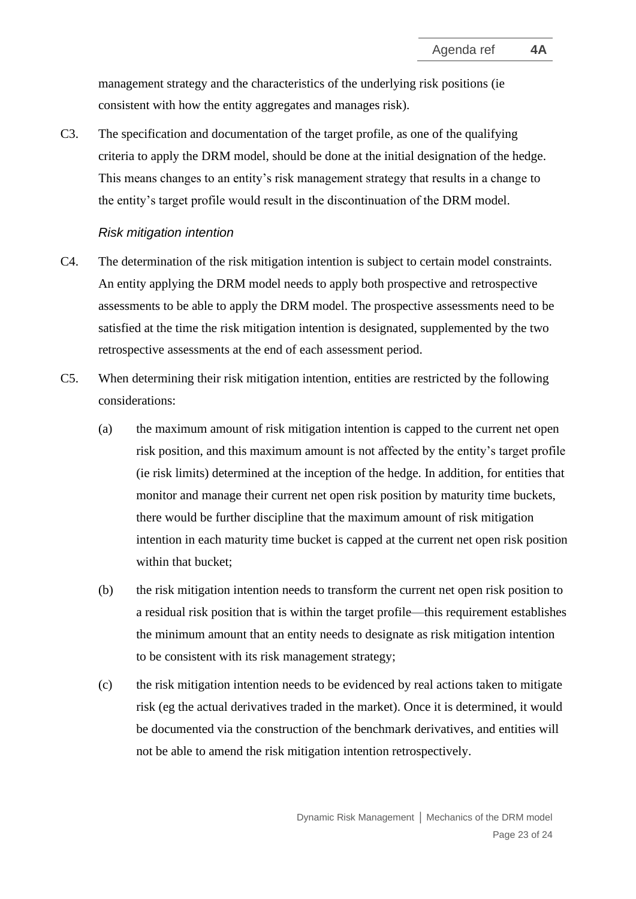management strategy and the characteristics of the underlying risk positions (ie consistent with how the entity aggregates and manages risk).

C3. The specification and documentation of the target profile, as one of the qualifying criteria to apply the DRM model, should be done at the initial designation of the hedge. This means changes to an entity's risk management strategy that results in a change to the entity's target profile would result in the discontinuation of the DRM model.

*Risk mitigation intention*

C4. The determination of the risk mitigation intention is subject to certain model constraints. An entity applying the DRM model needs to apply both prospective and retrospective assessments to be able to apply the DRM model. The prospective assessments need to be satisfied at the time the risk mitigation intention is designated, supplemented by the two retrospective assessments at the end of each assessment period.

C5. When determining their risk mitigation intention, entities are restricted by the following considerations:

(a) the maximum amount of risk mitigation intention is capped to the current net open risk position, and this maximum amount is not affected by the entity's target profile (ie risk limits) determined at the inception of the hedge. In addition, for entities that monitor and manage their current net open risk position by maturity time buckets, there would be further discipline that the maximum amount of risk mitigation intention in each maturity time bucket is capped at the current net open risk position within that bucket;

(b) the risk mitigation intention needs to transform the current net open risk position to a residual risk position that is within the target profile—this requirement establishes the minimum amount that an entity needs to designate as risk mitigation intention to be consistent with its risk management strategy;

(c) the risk mitigation intention needs to be evidenced by real actions taken to mitigate risk (eg the actual derivatives traded in the market). Once it is determined, it would be documented via the construction of the benchmark derivatives, and entities will not be able to amend the risk mitigation intention retrospectively.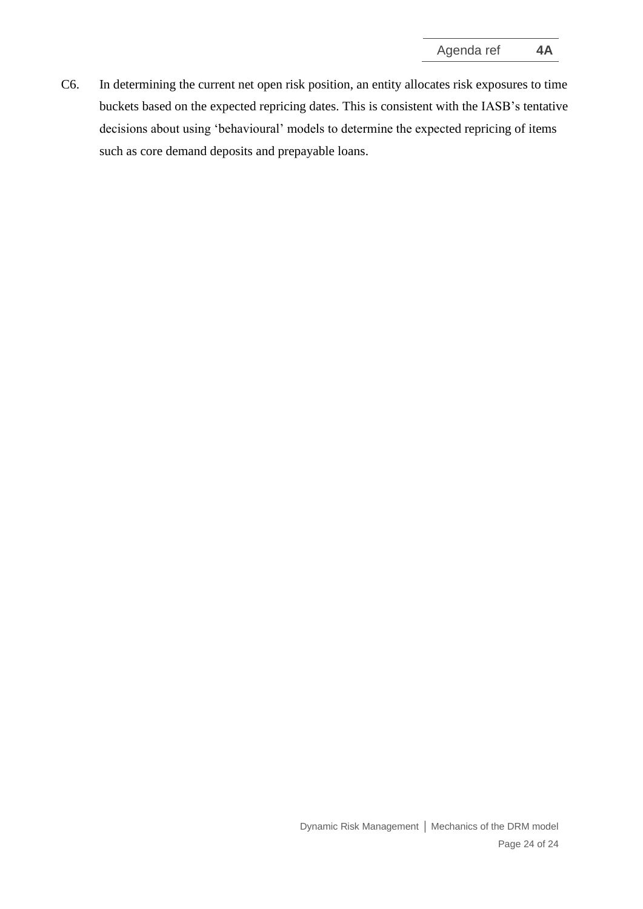C6. In determining the current net open risk position, an entity allocates risk exposures to time buckets based on the expected repricing dates. This is consistent with the IASB's tentative decisions about using 'behavioural' models to determine the expected repricing of items such as core demand deposits and prepayable loans.